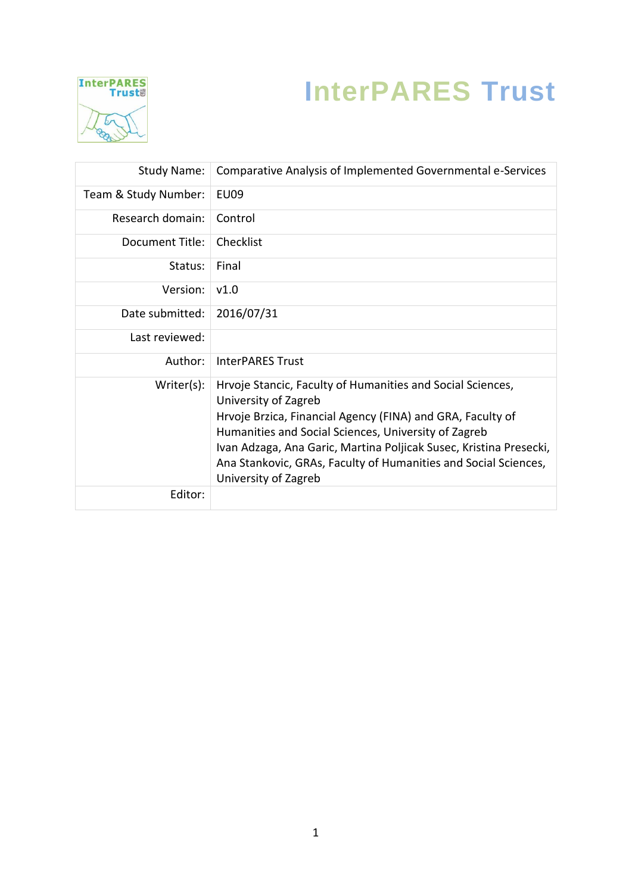# InterPARES Trust

| | |
|---|---|
| Study Name: | Comparative Analysis of Implemented Governmental e-Services |
| Team & Study Number: | EU09 |
| Research domain: | Control |
| Document Title: | Checklist |
| Status: | Final |
| Version: | v1.0 |
| Date submitted: | 2016/07/31 |
| Last reviewed: | |
| Author: | InterPARES Trust |
| Writer(s): | Hrvoje Stancic, Faculty of Humanities and Social Sciences, University of Zagreb<br>Hrvoje Brzica, Financial Agency (FINA) and GRA, Faculty of Humanities and Social Sciences, University of Zagreb<br>Ivan Adzaga, Ana Garic, Martina Poljicak Susec, Kristina Presecki, Ana Stankovic, GRAs, Faculty of Humanities and Social Sciences, University of Zagreb |
| Editor: | |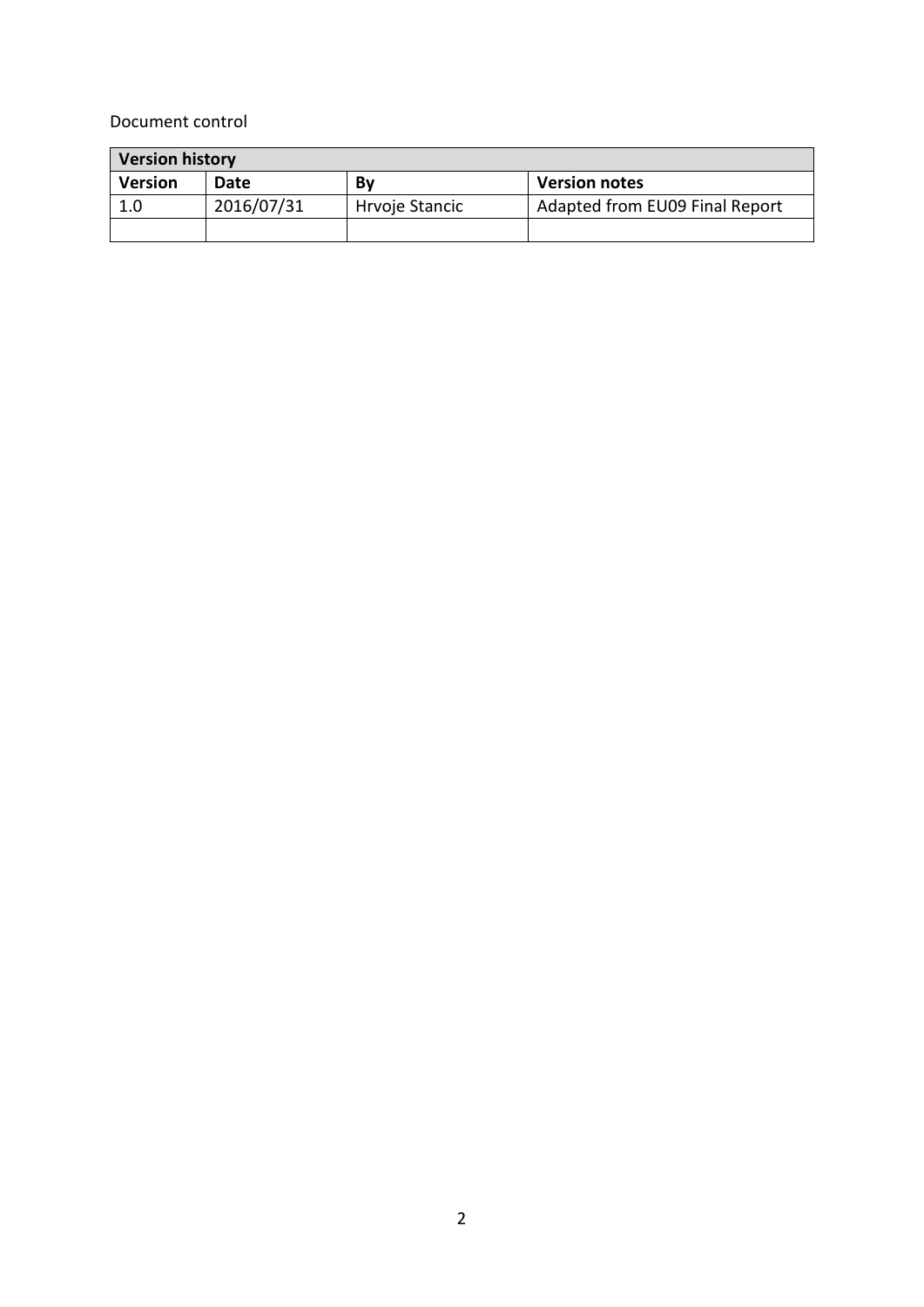Document control

| **Version history** | | | |
|---|---|---|---|
| **Version** | **Date** | **By** | **Version notes** |
| 1.0 | 2016/07/31 | Hrvoje Stancic | Adapted from EU09 Final Report |
| | | | |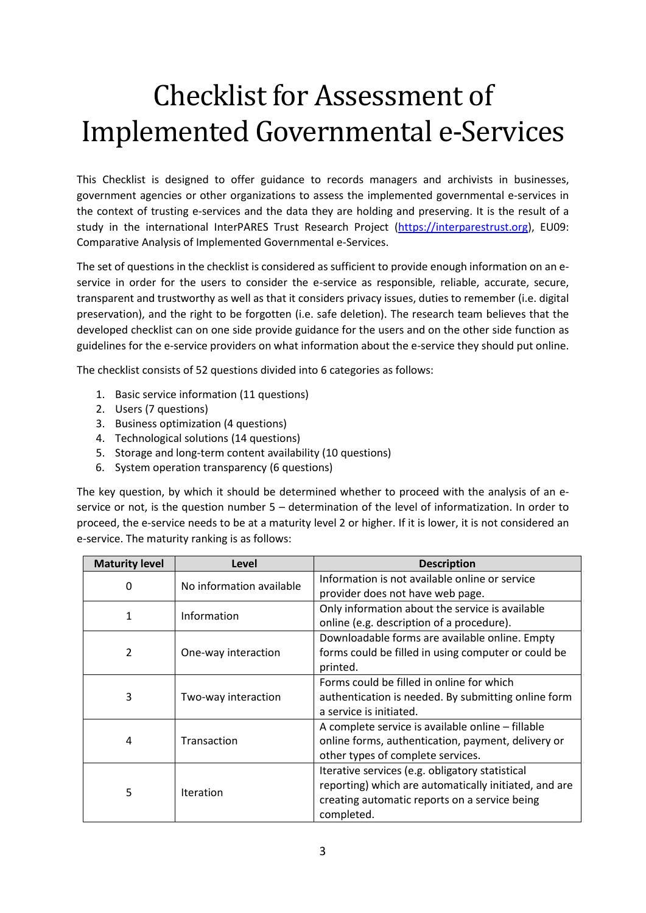# Checklist for Assessment of Implemented Governmental e-Services

This Checklist is designed to offer guidance to records managers and archivists in businesses, government agencies or other organizations to assess the implemented governmental e-services in the context of trusting e-services and the data they are holding and preserving. It is the result of a study in the international InterPARES Trust Research Project (https://interparestrust.org), EU09: Comparative Analysis of Implemented Governmental e-Services.

The set of questions in the checklist is considered as sufficient to provide enough information on an e-service in order for the users to consider the e-service as responsible, reliable, accurate, secure, transparent and trustworthy as well as that it considers privacy issues, duties to remember (i.e. digital preservation), and the right to be forgotten (i.e. safe deletion). The research team believes that the developed checklist can on one side provide guidance for the users and on the other side function as guidelines for the e-service providers on what information about the e-service they should put online.

The checklist consists of 52 questions divided into 6 categories as follows:

1. Basic service information (11 questions)
2. Users (7 questions)
3. Business optimization (4 questions)
4. Technological solutions (14 questions)
5. Storage and long-term content availability (10 questions)
6. System operation transparency (6 questions)

The key question, by which it should be determined whether to proceed with the analysis of an e-service or not, is the question number 5 – determination of the level of informatization. In order to proceed, the e-service needs to be at a maturity level 2 or higher. If it is lower, it is not considered an e-service. The maturity ranking is as follows:

| Maturity level | Level | Description |
|---|---|---|
| 0 | No information available | Information is not available online or service provider does not have web page. |
| 1 | Information | Only information about the service is available online (e.g. description of a procedure). |
| 2 | One-way interaction | Downloadable forms are available online. Empty forms could be filled in using computer or could be printed. |
| 3 | Two-way interaction | Forms could be filled in online for which authentication is needed. By submitting online form a service is initiated. |
| 4 | Transaction | A complete service is available online – fillable online forms, authentication, payment, delivery or other types of complete services. |
| 5 | Iteration | Iterative services (e.g. obligatory statistical reporting) which are automatically initiated, and are creating automatic reports on a service being completed. |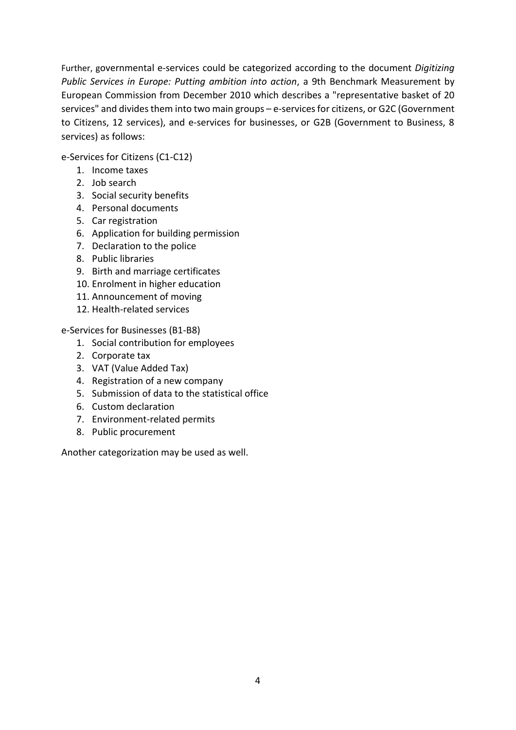Further, governmental e-services could be categorized according to the document *Digitizing Public Services in Europe: Putting ambition into action*, a 9th Benchmark Measurement by European Commission from December 2010 which describes a "representative basket of 20 services" and divides them into two main groups – e-services for citizens, or G2C (Government to Citizens, 12 services), and e-services for businesses, or G2B (Government to Business, 8 services) as follows:

e-Services for Citizens (C1-C12)

1. Income taxes
2. Job search
3. Social security benefits
4. Personal documents
5. Car registration
6. Application for building permission
7. Declaration to the police
8. Public libraries
9. Birth and marriage certificates
10. Enrolment in higher education
11. Announcement of moving
12. Health-related services

e-Services for Businesses (B1-B8)

1. Social contribution for employees
2. Corporate tax
3. VAT (Value Added Tax)
4. Registration of a new company
5. Submission of data to the statistical office
6. Custom declaration
7. Environment-related permits
8. Public procurement

Another categorization may be used as well.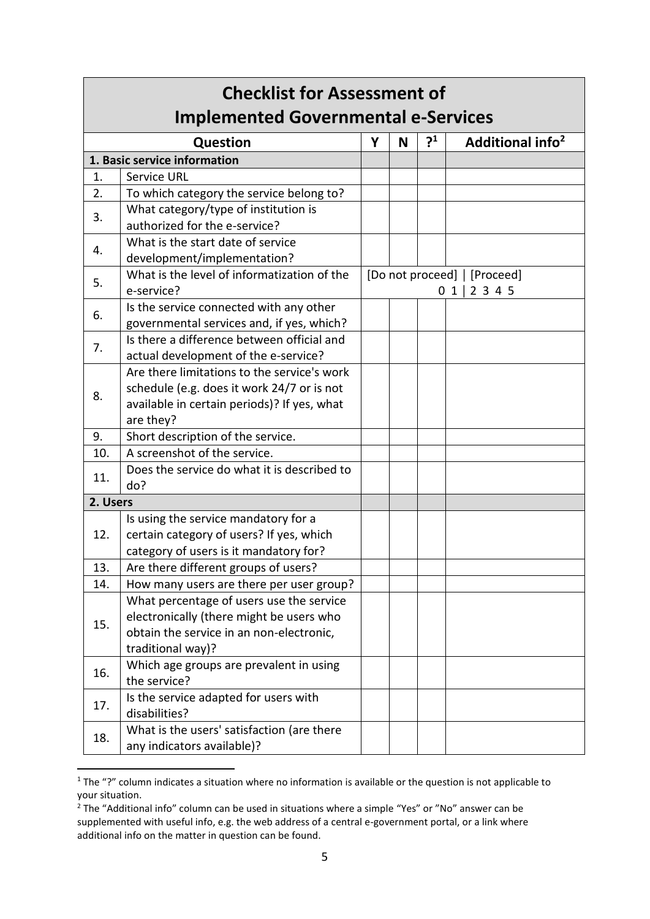| **Checklist for Assessment of Implemented Governmental e-Services** | | | | | |
|---|---|---|---|---|---|
| **Question** | | **Y** | **N** | **?[1]** | **Additional info[2]** |
| **1. Basic service information** | | | | | |
| 1. | Service URL | | | | |
| 2. | To which category the service belong to? | | | | |
| 3. | What category/type of institution is authorized for the e-service? | | | | |
| 4. | What is the start date of service development/implementation? | | | | |
| 5. | What is the level of informatization of the e-service? | [Do not proceed] \| [Proceed] 0 1 \| 2 3 4 5 | | | |
| 6. | Is the service connected with any other governmental services and, if yes, which? | | | | |
| 7. | Is there a difference between official and actual development of the e-service? | | | | |
| 8. | Are there limitations to the service's work schedule (e.g. does it work 24/7 or is not available in certain periods)? If yes, what are they? | | | | |
| 9. | Short description of the service. | | | | |
| 10. | A screenshot of the service. | | | | |
| 11. | Does the service do what it is described to do? | | | | |
| **2. Users** | | | | | |
| 12. | Is using the service mandatory for a certain category of users? If yes, which category of users is it mandatory for? | | | | |
| 13. | Are there different groups of users? | | | | |
| 14. | How many users are there per user group? | | | | |
| 15. | What percentage of users use the service electronically (there might be users who obtain the service in an non-electronic, traditional way)? | | | | |
| 16. | Which age groups are prevalent in using the service? | | | | |
| 17. | Is the service adapted for users with disabilities? | | | | |
| 18. | What is the users' satisfaction (are there any indicators available)? | | | | |

[1] The "?" column indicates a situation where no information is available or the question is not applicable to your situation.

[2] The "Additional info" column can be used in situations where a simple "Yes" or "No" answer can be supplemented with useful info, e.g. the web address of a central e-government portal, or a link where additional info on the matter in question can be found.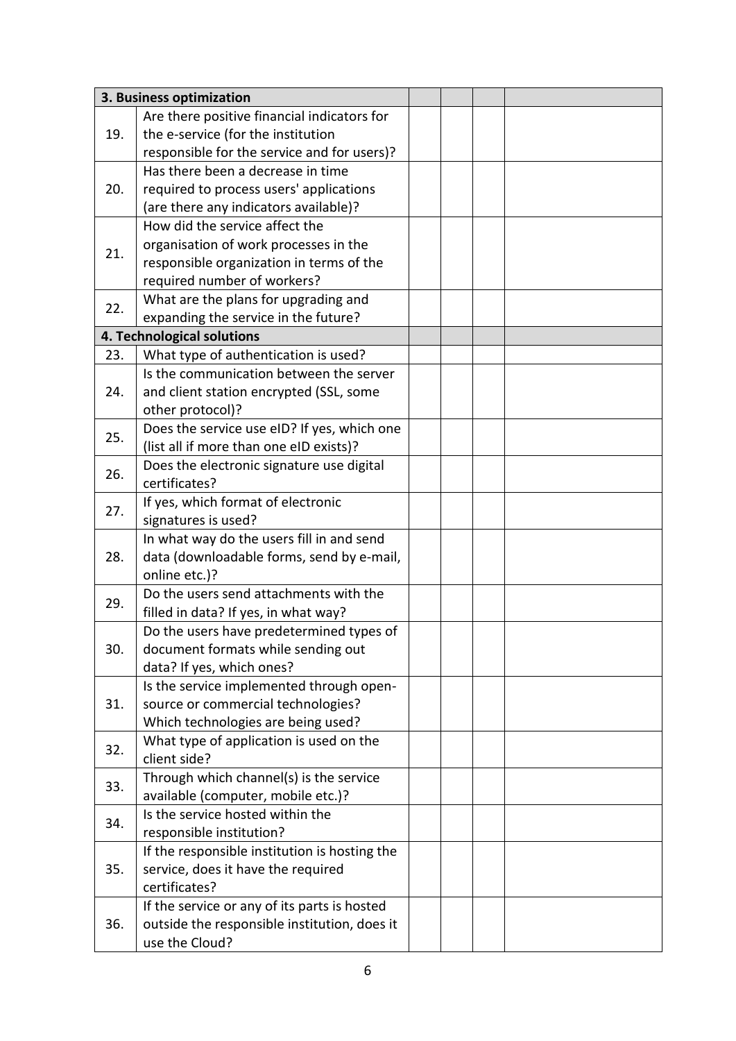| | | | | | |
|---|---|---|---|---|---|
| **3. Business optimization** | | | | | |
| 19. | Are there positive financial indicators for the e-service (for the institution responsible for the service and for users)? | | | | |
| 20. | Has there been a decrease in time required to process users' applications (are there any indicators available)? | | | | |
| 21. | How did the service affect the organisation of work processes in the responsible organization in terms of the required number of workers? | | | | |
| 22. | What are the plans for upgrading and expanding the service in the future? | | | | |
| **4. Technological solutions** | | | | | |
| 23. | What type of authentication is used? | | | | |
| 24. | Is the communication between the server and client station encrypted (SSL, some other protocol)? | | | | |
| 25. | Does the service use eID? If yes, which one (list all if more than one eID exists)? | | | | |
| 26. | Does the electronic signature use digital certificates? | | | | |
| 27. | If yes, which format of electronic signatures is used? | | | | |
| 28. | In what way do the users fill in and send data (downloadable forms, send by e-mail, online etc.)? | | | | |
| 29. | Do the users send attachments with the filled in data? If yes, in what way? | | | | |
| 30. | Do the users have predetermined types of document formats while sending out data? If yes, which ones? | | | | |
| 31. | Is the service implemented through open-source or commercial technologies? Which technologies are being used? | | | | |
| 32. | What type of application is used on the client side? | | | | |
| 33. | Through which channel(s) is the service available (computer, mobile etc.)? | | | | |
| 34. | Is the service hosted within the responsible institution? | | | | |
| 35. | If the responsible institution is hosting the service, does it have the required certificates? | | | | |
| 36. | If the service or any of its parts is hosted outside the responsible institution, does it use the Cloud? | | | | |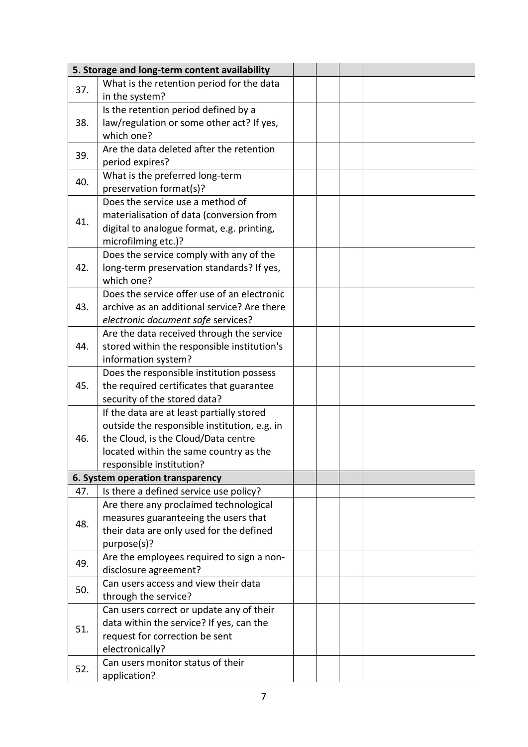| | | | | | |
|---|---|---|---|---|---|
| **5. Storage and long-term content availability** | | | | | |
| 37. | What is the retention period for the data in the system? | | | | |
| 38. | Is the retention period defined by a law/regulation or some other act? If yes, which one? | | | | |
| 39. | Are the data deleted after the retention period expires? | | | | |
| 40. | What is the preferred long-term preservation format(s)? | | | | |
| 41. | Does the service use a method of materialisation of data (conversion from digital to analogue format, e.g. printing, microfilming etc.)? | | | | |
| 42. | Does the service comply with any of the long-term preservation standards? If yes, which one? | | | | |
| 43. | Does the service offer use of an electronic archive as an additional service? Are there *electronic document safe* services? | | | | |
| 44. | Are the data received through the service stored within the responsible institution's information system? | | | | |
| 45. | Does the responsible institution possess the required certificates that guarantee security of the stored data? | | | | |
| 46. | If the data are at least partially stored outside the responsible institution, e.g. in the Cloud, is the Cloud/Data centre located within the same country as the responsible institution? | | | | |
| **6. System operation transparency** | | | | | |
| 47. | Is there a defined service use policy? | | | | |
| 48. | Are there any proclaimed technological measures guaranteeing the users that their data are only used for the defined purpose(s)? | | | | |
| 49. | Are the employees required to sign a non-disclosure agreement? | | | | |
| 50. | Can users access and view their data through the service? | | | | |
| 51. | Can users correct or update any of their data within the service? If yes, can the request for correction be sent electronically? | | | | |
| 52. | Can users monitor status of their application? | | | | |